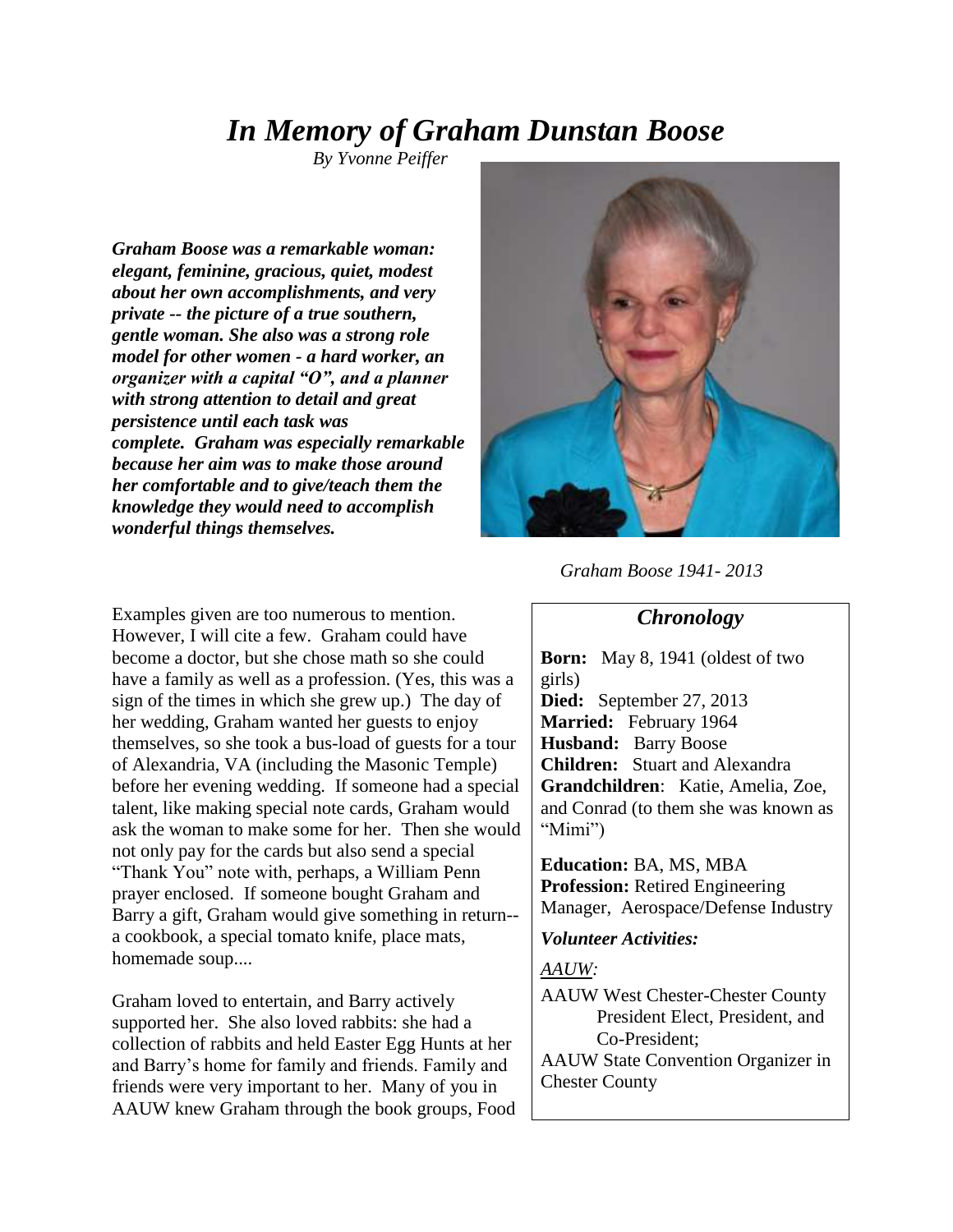# *In Memory of Graham Dunstan Boose*

*By Yvonne Peiffer*

***Graham Boose was a remarkable woman: elegant, feminine, gracious, quiet, modest about her own accomplishments, and very private -- the picture of a true southern, gentle woman. She also was a strong role model for other women - a hard worker, an organizer with a capital "O", and a planner with strong attention to detail and great persistence until each task was complete. Graham was especially remarkable because her aim was to make those around her comfortable and to give/teach them the knowledge they would need to accomplish wonderful things themselves.***

*Graham Boose 1941- 2013*

Examples given are too numerous to mention. However, I will cite a few. Graham could have become a doctor, but she chose math so she could have a family as well as a profession. (Yes, this was a sign of the times in which she grew up.) The day of her wedding, Graham wanted her guests to enjoy themselves, so she took a bus-load of guests for a tour of Alexandria, VA (including the Masonic Temple) before her evening wedding. If someone had a special talent, like making special note cards, Graham would ask the woman to make some for her. Then she would not only pay for the cards but also send a special "Thank You" note with, perhaps, a William Penn prayer enclosed. If someone bought Graham and Barry a gift, Graham would give something in return-- a cookbook, a special tomato knife, place mats, homemade soup....

Graham loved to entertain, and Barry actively supported her. She also loved rabbits: she had a collection of rabbits and held Easter Egg Hunts at her and Barry's home for family and friends. Family and friends were very important to her. Many of you in AAUW knew Graham through the book groups, Food

## *Chronology*

**Born:** May 8, 1941 (oldest of two girls)
**Died:** September 27, 2013
**Married:** February 1964
**Husband:** Barry Boose
**Children:** Stuart and Alexandra
**Grandchildren**: Katie, Amelia, Zoe, and Conrad (to them she was known as "Mimi")

**Education:** BA, MS, MBA
**Profession:** Retired Engineering Manager, Aerospace/Defense Industry

***Volunteer Activities:***

*AAUW:*

AAUW West Chester-Chester County President Elect, President, and Co-President;
AAUW State Convention Organizer in Chester County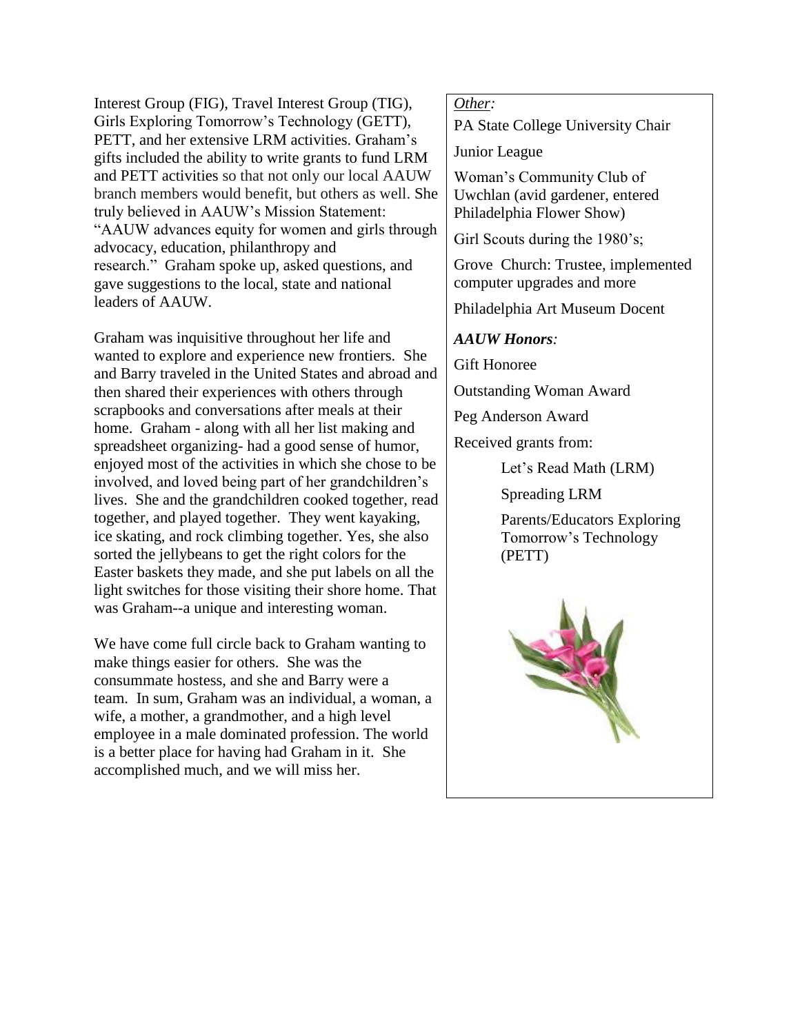Interest Group (FIG), Travel Interest Group (TIG), Girls Exploring Tomorrow's Technology (GETT), PETT, and her extensive LRM activities. Graham's gifts included the ability to write grants to fund LRM and PETT activities so that not only our local AAUW branch members would benefit, but others as well. She truly believed in AAUW's Mission Statement: "AAUW advances equity for women and girls through advocacy, education, philanthropy and research." Graham spoke up, asked questions, and gave suggestions to the local, state and national leaders of AAUW.

Graham was inquisitive throughout her life and wanted to explore and experience new frontiers. She and Barry traveled in the United States and abroad and then shared their experiences with others through scrapbooks and conversations after meals at their home. Graham - along with all her list making and spreadsheet organizing- had a good sense of humor, enjoyed most of the activities in which she chose to be involved, and loved being part of her grandchildren's lives. She and the grandchildren cooked together, read together, and played together. They went kayaking, ice skating, and rock climbing together. Yes, she also sorted the jellybeans to get the right colors for the Easter baskets they made, and she put labels on all the light switches for those visiting their shore home. That was Graham--a unique and interesting woman.

We have come full circle back to Graham wanting to make things easier for others. She was the consummate hostess, and she and Barry were a team. In sum, Graham was an individual, a woman, a wife, a mother, a grandmother, and a high level employee in a male dominated profession. The world is a better place for having had Graham in it. She accomplished much, and we will miss her.

*Other:*

PA State College University Chair

Junior League

Woman's Community Club of Uwchlan (avid gardener, entered Philadelphia Flower Show)

Girl Scouts during the 1980's;

Grove Church: Trustee, implemented computer upgrades and more

Philadelphia Art Museum Docent

***AAUW Honors:***

Gift Honoree

Outstanding Woman Award

Peg Anderson Award

Received grants from:

- Let's Read Math (LRM)
- Spreading LRM
- Parents/Educators Exploring Tomorrow's Technology (PETT)